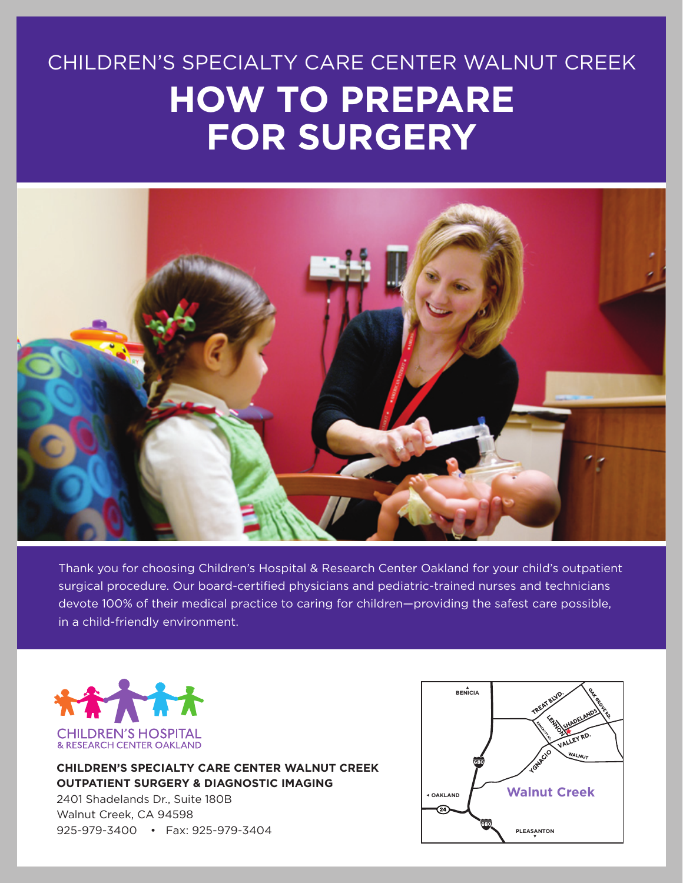CHILDREN'S SPECIALTY CARE CENTER WALNUT CREEK

# HOW TO PREPARE FOR SURGERY

Thank you for choosing Children's Hospital & Research Center Oakland for your child's outpatient surgical procedure. Our board-certified physicians and pediatric-trained nurses and technicians devote 100% of their medical practice to caring for children—providing the safest care possible, in a child-friendly environment.

CHILDREN'S HOSPITAL & RESEARCH CENTER OAKLAND

**CHILDREN'S SPECIALTY CARE CENTER WALNUT CREEK**
**OUTPATIENT SURGERY & DIAGNOSTIC IMAGING**
2401 Shadelands Dr., Suite 180B
Walnut Creek, CA 94598
925-979-3400 • Fax: 925-979-3404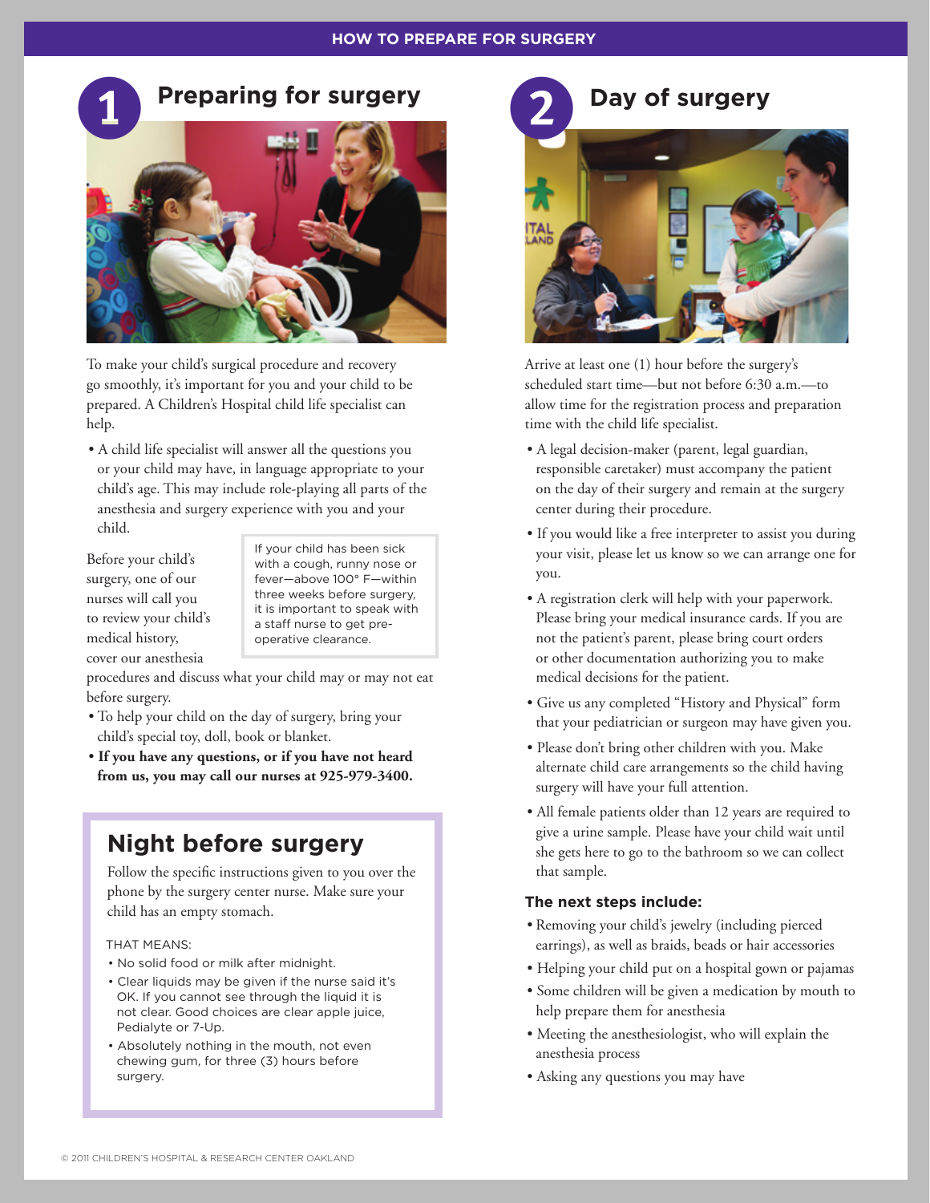# HOW TO PREPARE FOR SURGERY

## 1 Preparing for surgery

To make your child's surgical procedure and recovery go smoothly, it's important for you and your child to be prepared. A Children's Hospital child life specialist can help.

- A child life specialist will answer all the questions you or your child may have, in language appropriate to your child's age. This may include role-playing all parts of the anesthesia and surgery experience with you and your child.

> If your child has been sick with a cough, runny nose or fever—above 100° F—within three weeks before surgery, it is important to speak with a staff nurse to get pre-operative clearance.

Before your child's surgery, one of our nurses will call you to review your child's medical history, cover our anesthesia procedures and discuss what your child may or may not eat before surgery.

- To help your child on the day of surgery, bring your child's special toy, doll, book or blanket.
- **If you have any questions, or if you have not heard from us, you may call our nurses at 925-979-3400.**

## Night before surgery

Follow the specific instructions given to you over the phone by the surgery center nurse. Make sure your child has an empty stomach.

THAT MEANS:

- No solid food or milk after midnight.
- Clear liquids may be given if the nurse said it's OK. If you cannot see through the liquid it is not clear. Good choices are clear apple juice, Pedialyte or 7-Up.
- Absolutely nothing in the mouth, not even chewing gum, for three (3) hours before surgery.

## 2 Day of surgery

Arrive at least one (1) hour before the surgery's scheduled start time—but not before 6:30 a.m.—to allow time for the registration process and preparation time with the child life specialist.

- A legal decision-maker (parent, legal guardian, responsible caretaker) must accompany the patient on the day of their surgery and remain at the surgery center during their procedure.
- If you would like a free interpreter to assist you during your visit, please let us know so we can arrange one for you.
- A registration clerk will help with your paperwork. Please bring your medical insurance cards. If you are not the patient's parent, please bring court orders or other documentation authorizing you to make medical decisions for the patient.
- Give us any completed "History and Physical" form that your pediatrician or surgeon may have given you.
- Please don't bring other children with you. Make alternate child care arrangements so the child having surgery will have your full attention.
- All female patients older than 12 years are required to give a urine sample. Please have your child wait until she gets here to go to the bathroom so we can collect that sample.

### The next steps include:

- Removing your child's jewelry (including pierced earrings), as well as braids, beads or hair accessories
- Helping your child put on a hospital gown or pajamas
- Some children will be given a medication by mouth to help prepare them for anesthesia
- Meeting the anesthesiologist, who will explain the anesthesia process
- Asking any questions you may have

© 2011 CHILDREN'S HOSPITAL & RESEARCH CENTER OAKLAND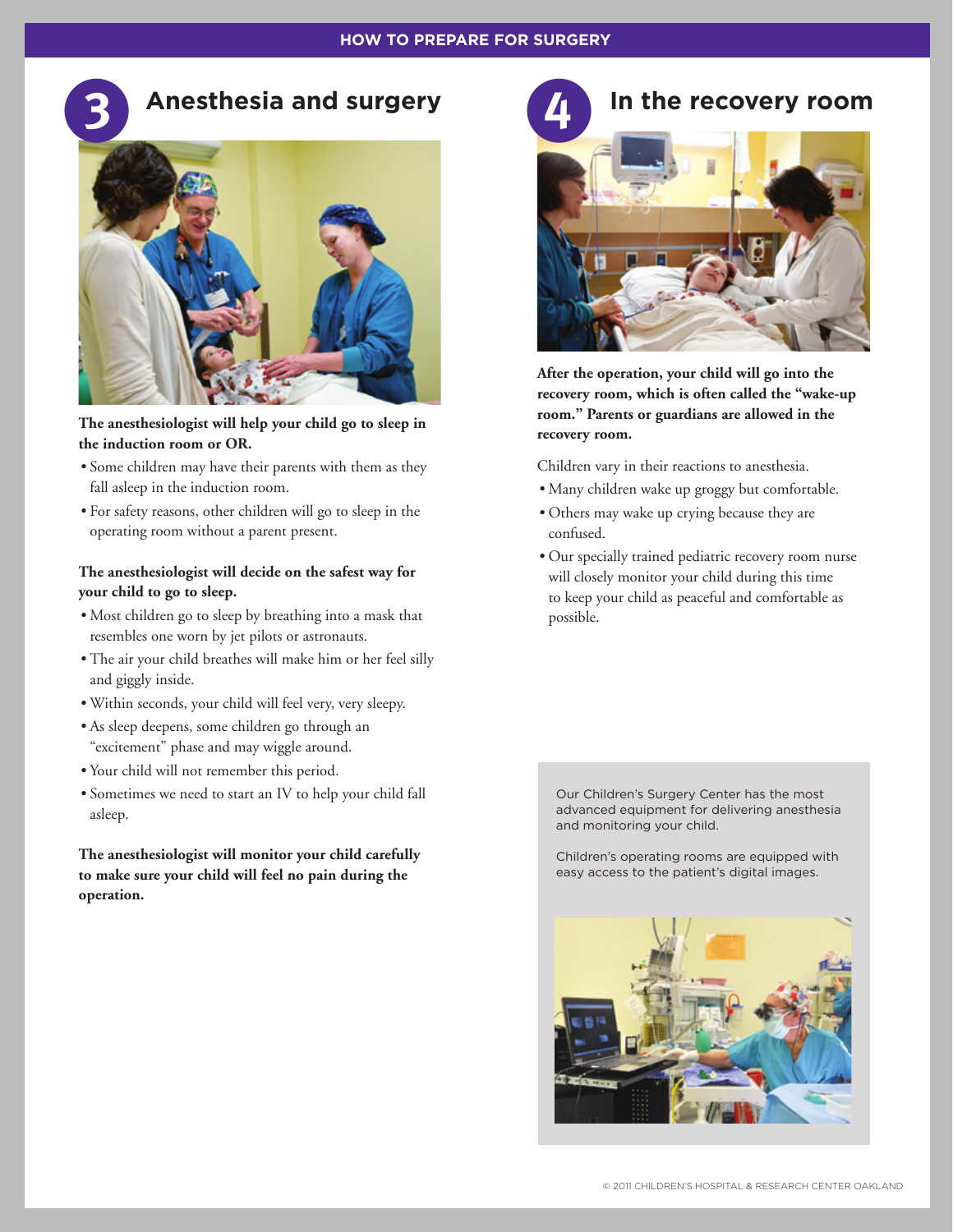## 3 Anesthesia and surgery

**The anesthesiologist will help your child go to sleep in the induction room or OR.**

- Some children may have their parents with them as they fall asleep in the induction room.
- For safety reasons, other children will go to sleep in the operating room without a parent present.

**The anesthesiologist will decide on the safest way for your child to go to sleep.**

- Most children go to sleep by breathing into a mask that resembles one worn by jet pilots or astronauts.
- The air your child breathes will make him or her feel silly and giggly inside.
- Within seconds, your child will feel very, very sleepy.
- As sleep deepens, some children go through an "excitement" phase and may wiggle around.
- Your child will not remember this period.
- Sometimes we need to start an IV to help your child fall asleep.

**The anesthesiologist will monitor your child carefully to make sure your child will feel no pain during the operation.**

## 4 In the recovery room

**After the operation, your child will go into the recovery room, which is often called the "wake-up room." Parents or guardians are allowed in the recovery room.**

Children vary in their reactions to anesthesia.

- Many children wake up groggy but comfortable.
- Others may wake up crying because they are confused.
- Our specially trained pediatric recovery room nurse will closely monitor your child during this time to keep your child as peaceful and comfortable as possible.

Our Children's Surgery Center has the most advanced equipment for delivering anesthesia and monitoring your child.

Children's operating rooms are equipped with easy access to the patient's digital images.

© 2011 CHILDREN'S HOSPITAL & RESEARCH CENTER OAKLAND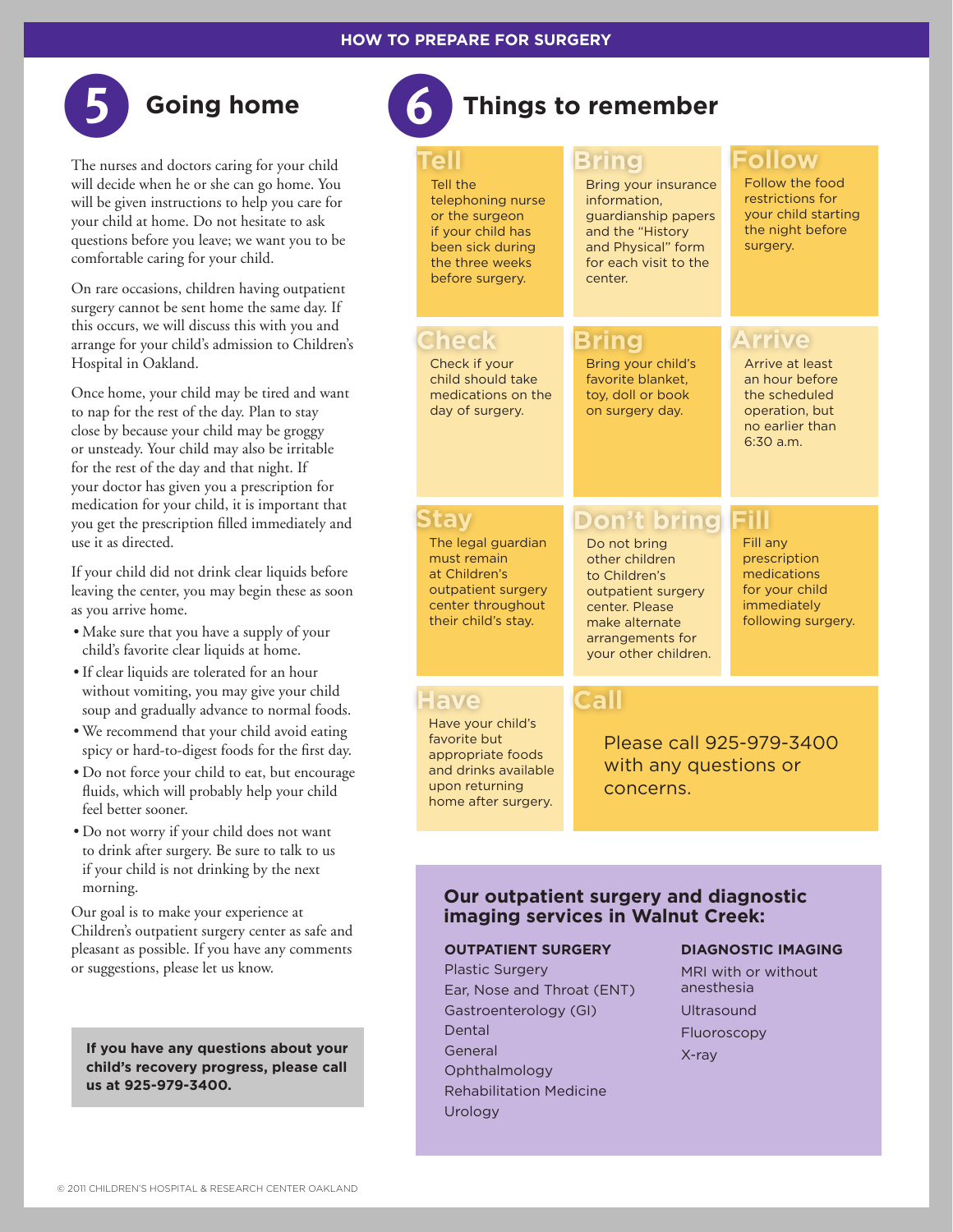## 5 Going home

The nurses and doctors caring for your child will decide when he or she can go home. You will be given instructions to help you care for your child at home. Do not hesitate to ask questions before you leave; we want you to be comfortable caring for your child.

On rare occasions, children having outpatient surgery cannot be sent home the same day. If this occurs, we will discuss this with you and arrange for your child's admission to Children's Hospital in Oakland.

Once home, your child may be tired and want to nap for the rest of the day. Plan to stay close by because your child may be groggy or unsteady. Your child may also be irritable for the rest of the day and that night. If your doctor has given you a prescription for medication for your child, it is important that you get the prescription filled immediately and use it as directed.

If your child did not drink clear liquids before leaving the center, you may begin these as soon as you arrive home.

- Make sure that you have a supply of your child's favorite clear liquids at home.
- If clear liquids are tolerated for an hour without vomiting, you may give your child soup and gradually advance to normal foods.
- We recommend that your child avoid eating spicy or hard-to-digest foods for the first day.
- Do not force your child to eat, but encourage fluids, which will probably help your child feel better sooner.
- Do not worry if your child does not want to drink after surgery. Be sure to talk to us if your child is not drinking by the next morning.

Our goal is to make your experience at Children's outpatient surgery center as safe and pleasant as possible. If you have any comments or suggestions, please let us know.

**If you have any questions about your child's recovery progress, please call us at 925-979-3400.**

## 6 Things to remember

### Tell
Tell the telephoning nurse or the surgeon if your child has been sick during the three weeks before surgery.

### Bring
Bring your insurance information, guardianship papers and the "History and Physical" form for each visit to the center.

### Follow
Follow the food restrictions for your child starting the night before surgery.

### Check
Check if your child should take medications on the day of surgery.

### Bring
Bring your child's favorite blanket, toy, doll or book on surgery day.

### Arrive
Arrive at least an hour before the scheduled operation, but no earlier than 6:30 a.m.

### Stay
The legal guardian must remain at Children's outpatient surgery center throughout their child's stay.

### Don't bring
Do not bring other children to Children's outpatient surgery center. Please make alternate arrangements for your other children.

### Fill
Fill any prescription medications for your child immediately following surgery.

### Have
Have your child's favorite but appropriate foods and drinks available upon returning home after surgery.

### Call
Please call 925-979-3400 with any questions or concerns.

### Our outpatient surgery and diagnostic imaging services in Walnut Creek:

**OUTPATIENT SURGERY**

Plastic Surgery
Ear, Nose and Throat (ENT)
Gastroenterology (GI)
Dental
General
Ophthalmology
Rehabilitation Medicine
Urology

**DIAGNOSTIC IMAGING**

MRI with or without anesthesia
Ultrasound
Fluoroscopy
X-ray

© 2011 CHILDREN'S HOSPITAL & RESEARCH CENTER OAKLAND